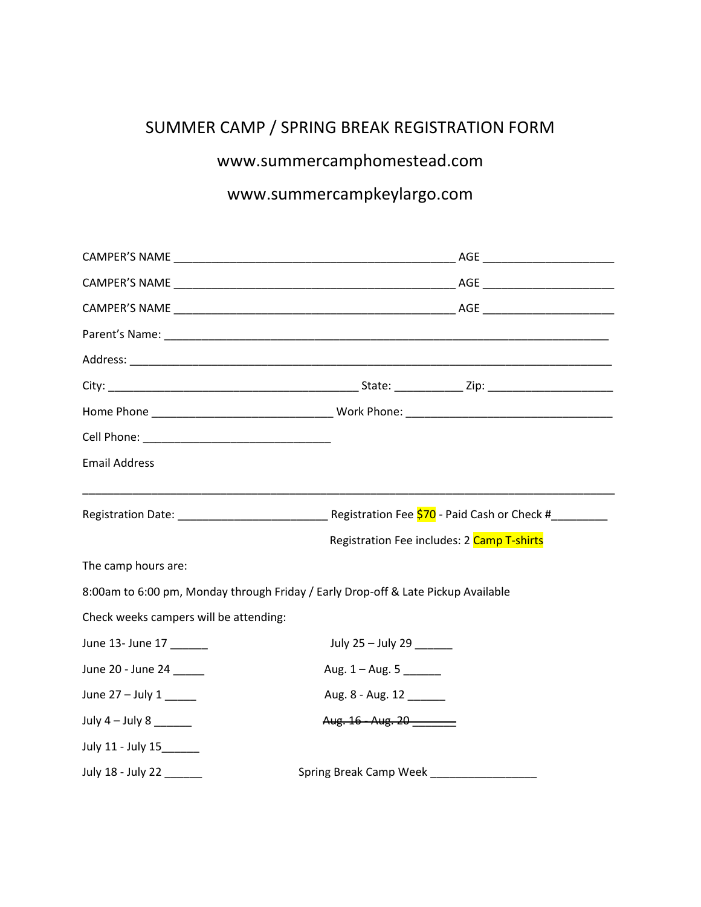# SUMMER CAMP / SPRING BREAK REGISTRATION FORM

## www.summercamphomestead.com

## www.summercampkeylargo.com

CAMPER'S NAME _____________________________________________ AGE ____________________

CAMPER'S NAME _____________________________________________ AGE ____________________

CAMPER'S NAME _____________________________________________ AGE ____________________

Parent's Name: ______________________________________________________________________

Address: ____________________________________________________________________________

City: _______________________________________ State: ___________ Zip: ____________________

Home Phone _____________________________ Work Phone: _________________________________

Cell Phone: ______________________________

Email Address

_____________________________________________________________________________________

Registration Date: _______________________ Registration Fee $70 - Paid Cash or Check #_________

Registration Fee includes: 2 Camp T-shirts

The camp hours are:

8:00am to 6:00 pm, Monday through Friday / Early Drop-off & Late Pickup Available

Check weeks campers will be attending:

June 13- June 17 ______

June 20 - June 24 _____

June 27 – July 1 _____

July 4 – July 8 ______

July 11 - July 15______

July 18 - July 22 ______

July 25 – July 29 ______

Aug. 1 – Aug. 5 ______

Aug. 8 - Aug. 12 ______

~~Aug. 16 - Aug. 20 _______~~

Spring Break Camp Week _________________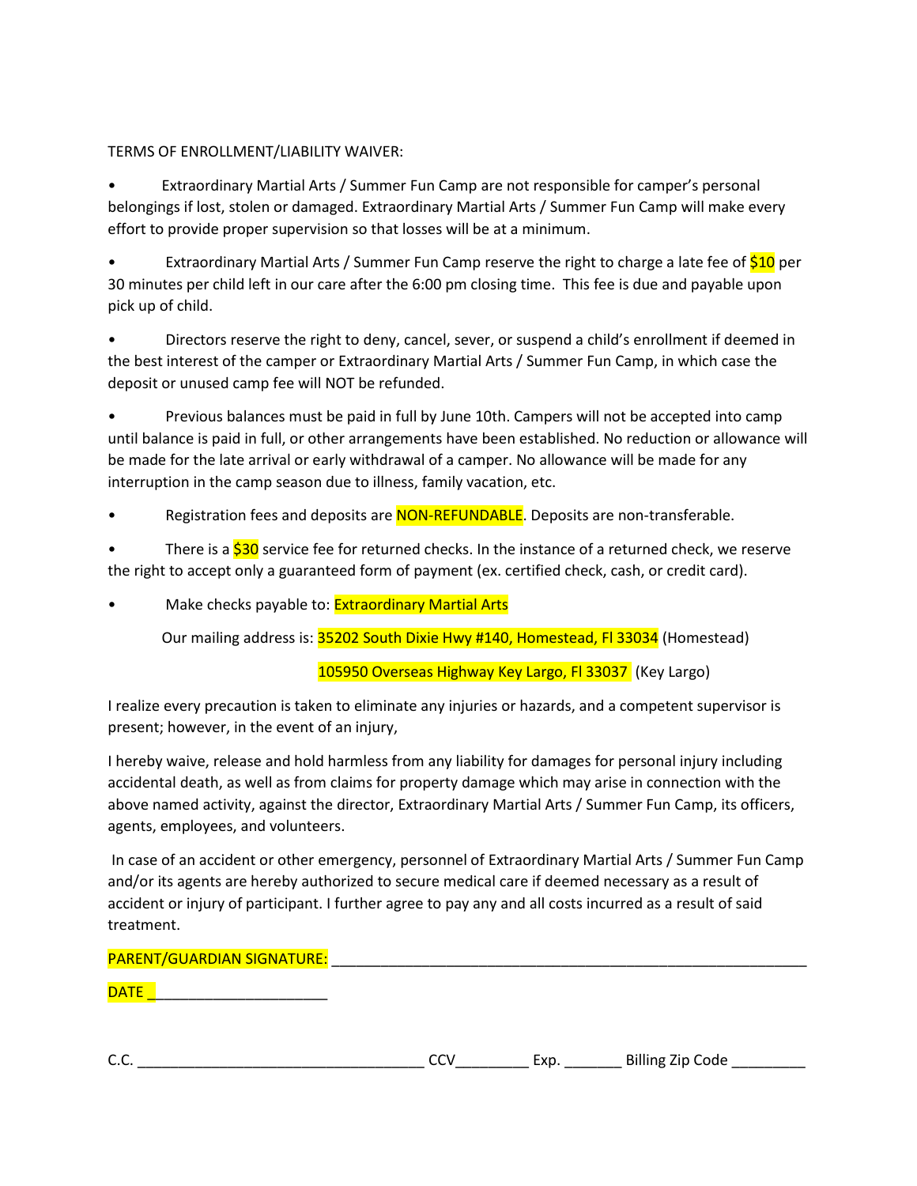TERMS OF ENROLLMENT/LIABILITY WAIVER:

- Extraordinary Martial Arts / Summer Fun Camp are not responsible for camper's personal belongings if lost, stolen or damaged. Extraordinary Martial Arts / Summer Fun Camp will make every effort to provide proper supervision so that losses will be at a minimum.
- Extraordinary Martial Arts / Summer Fun Camp reserve the right to charge a late fee of $10 per 30 minutes per child left in our care after the 6:00 pm closing time. This fee is due and payable upon pick up of child.
- Directors reserve the right to deny, cancel, sever, or suspend a child's enrollment if deemed in the best interest of the camper or Extraordinary Martial Arts / Summer Fun Camp, in which case the deposit or unused camp fee will NOT be refunded.
- Previous balances must be paid in full by June 10th. Campers will not be accepted into camp until balance is paid in full, or other arrangements have been established. No reduction or allowance will be made for the late arrival or early withdrawal of a camper. No allowance will be made for any interruption in the camp season due to illness, family vacation, etc.
- Registration fees and deposits are NON-REFUNDABLE. Deposits are non-transferable.
- There is a $30 service fee for returned checks. In the instance of a returned check, we reserve the right to accept only a guaranteed form of payment (ex. certified check, cash, or credit card).
- Make checks payable to: Extraordinary Martial Arts

  Our mailing address is: 35202 South Dixie Hwy #140, Homestead, Fl 33034 (Homestead)

  105950 Overseas Highway Key Largo, Fl 33037 (Key Largo)

I realize every precaution is taken to eliminate any injuries or hazards, and a competent supervisor is present; however, in the event of an injury,

I hereby waive, release and hold harmless from any liability for damages for personal injury including accidental death, as well as from claims for property damage which may arise in connection with the above named activity, against the director, Extraordinary Martial Arts / Summer Fun Camp, its officers, agents, employees, and volunteers.

In case of an accident or other emergency, personnel of Extraordinary Martial Arts / Summer Fun Camp and/or its agents are hereby authorized to secure medical care if deemed necessary as a result of accident or injury of participant. I further agree to pay any and all costs incurred as a result of said treatment.

PARENT/GUARDIAN SIGNATURE: ____________________________________________________________

DATE ______________________

C.C. ___________________________________ CCV_________ Exp. _______ Billing Zip Code _________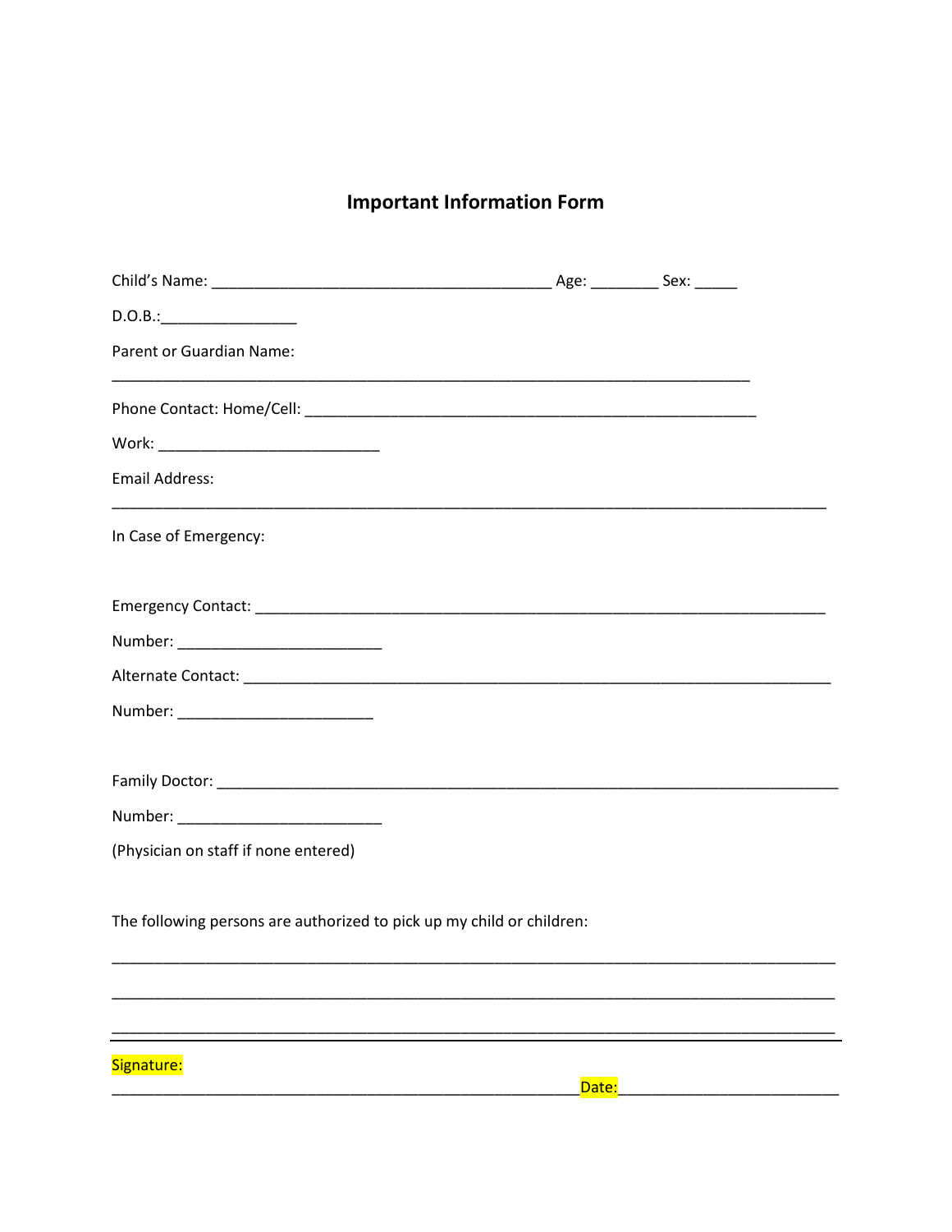# Important Information Form

Child's Name: ________________________________________ Age: ________ Sex: _____

D.O.B.:________________

Parent or Guardian Name:

____________________________________________________________________________

Phone Contact: Home/Cell: ______________________________________________________

Work: __________________________

Email Address:

_____________________________________________________________________________________

In Case of Emergency:

Emergency Contact: ____________________________________________________________________

Number: ________________________

Alternate Contact: _______________________________________________________________________

Number: _______________________

Family Doctor: ___________________________________________________________________________

Number: ________________________

(Physician on staff if none entered)

The following persons are authorized to pick up my child or children:

_____________________________________________________________________________________

_____________________________________________________________________________________

_____________________________________________________________________________________

Signature:

_______________________________________________________Date:_________________________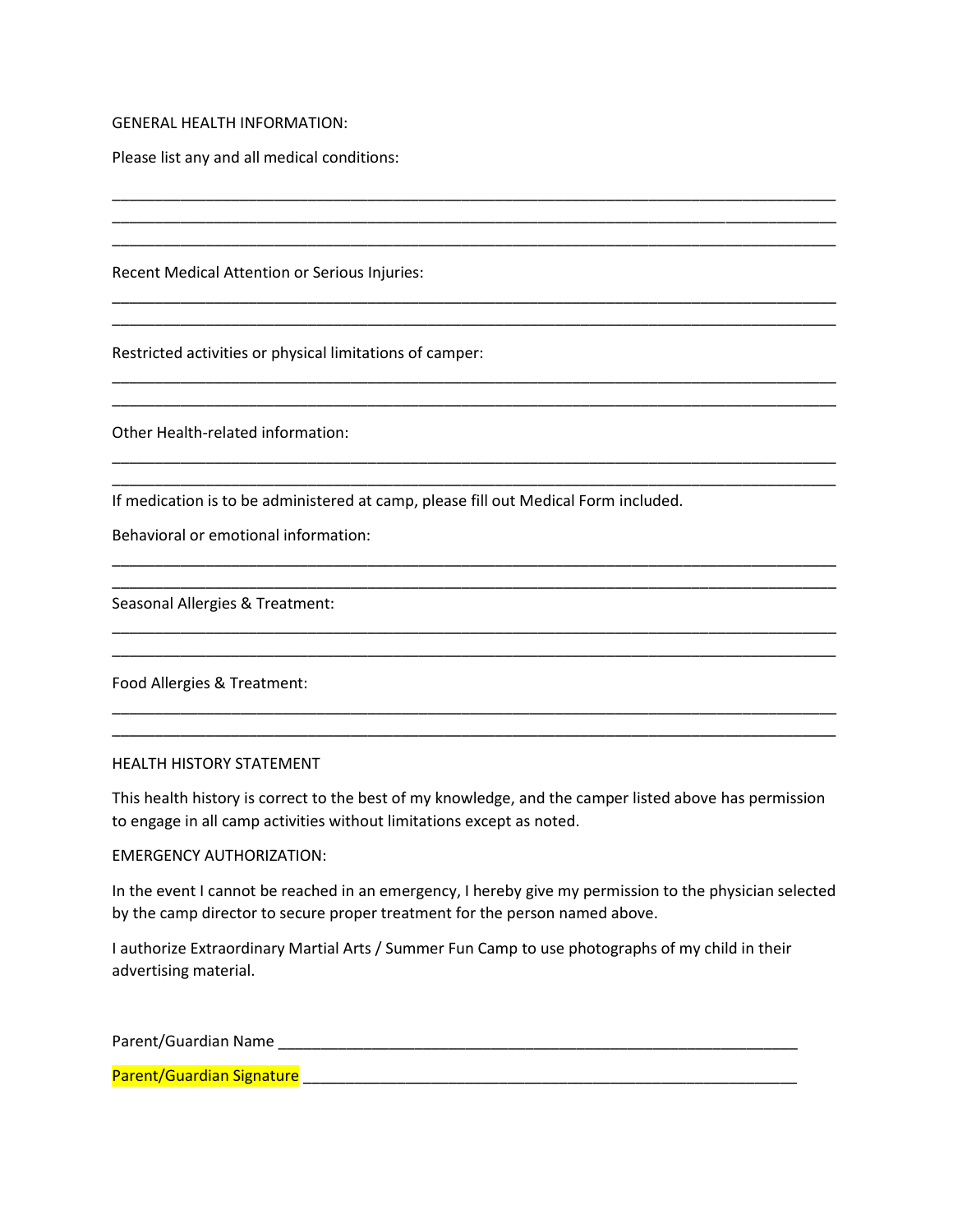GENERAL HEALTH INFORMATION:

Please list any and all medical conditions:

_______________________________________________________________________________________
_______________________________________________________________________________________
_______________________________________________________________________________________

Recent Medical Attention or Serious Injuries:

_______________________________________________________________________________________
_______________________________________________________________________________________

Restricted activities or physical limitations of camper:

_______________________________________________________________________________________
_______________________________________________________________________________________

Other Health-related information:

_______________________________________________________________________________________
_______________________________________________________________________________________

If medication is to be administered at camp, please fill out Medical Form included.

Behavioral or emotional information:

_______________________________________________________________________________________
_______________________________________________________________________________________

Seasonal Allergies & Treatment:

_______________________________________________________________________________________
_______________________________________________________________________________________

Food Allergies & Treatment:

_______________________________________________________________________________________
_______________________________________________________________________________________

HEALTH HISTORY STATEMENT

This health history is correct to the best of my knowledge, and the camper listed above has permission to engage in all camp activities without limitations except as noted.

EMERGENCY AUTHORIZATION:

In the event I cannot be reached in an emergency, I hereby give my permission to the physician selected by the camp director to secure proper treatment for the person named above.

I authorize Extraordinary Martial Arts / Summer Fun Camp to use photographs of my child in their advertising material.

Parent/Guardian Name _______________________________________________________________

Parent/Guardian Signature ____________________________________________________________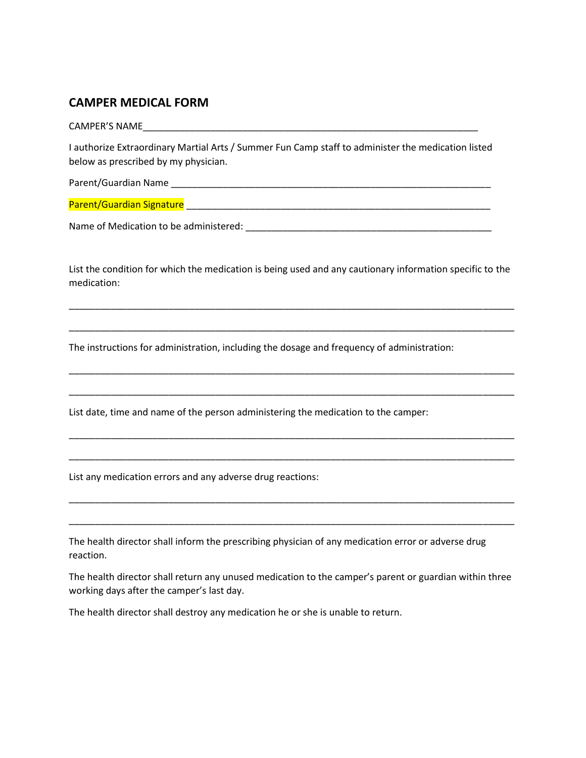## CAMPER MEDICAL FORM

CAMPER'S NAME___________________________________________________________________

I authorize Extraordinary Martial Arts / Summer Fun Camp staff to administer the medication listed below as prescribed by my physician.

Parent/Guardian Name ___________________________________________________________

Parent/Guardian Signature _______________________________________________________

Name of Medication to be administered: ____________________________________________

List the condition for which the medication is being used and any cautionary information specific to the medication:

______________________________________________________________________________

______________________________________________________________________________

The instructions for administration, including the dosage and frequency of administration:

______________________________________________________________________________

______________________________________________________________________________

List date, time and name of the person administering the medication to the camper:

______________________________________________________________________________

______________________________________________________________________________

List any medication errors and any adverse drug reactions:

______________________________________________________________________________

______________________________________________________________________________

The health director shall inform the prescribing physician of any medication error or adverse drug reaction.

The health director shall return any unused medication to the camper's parent or guardian within three working days after the camper's last day.

The health director shall destroy any medication he or she is unable to return.